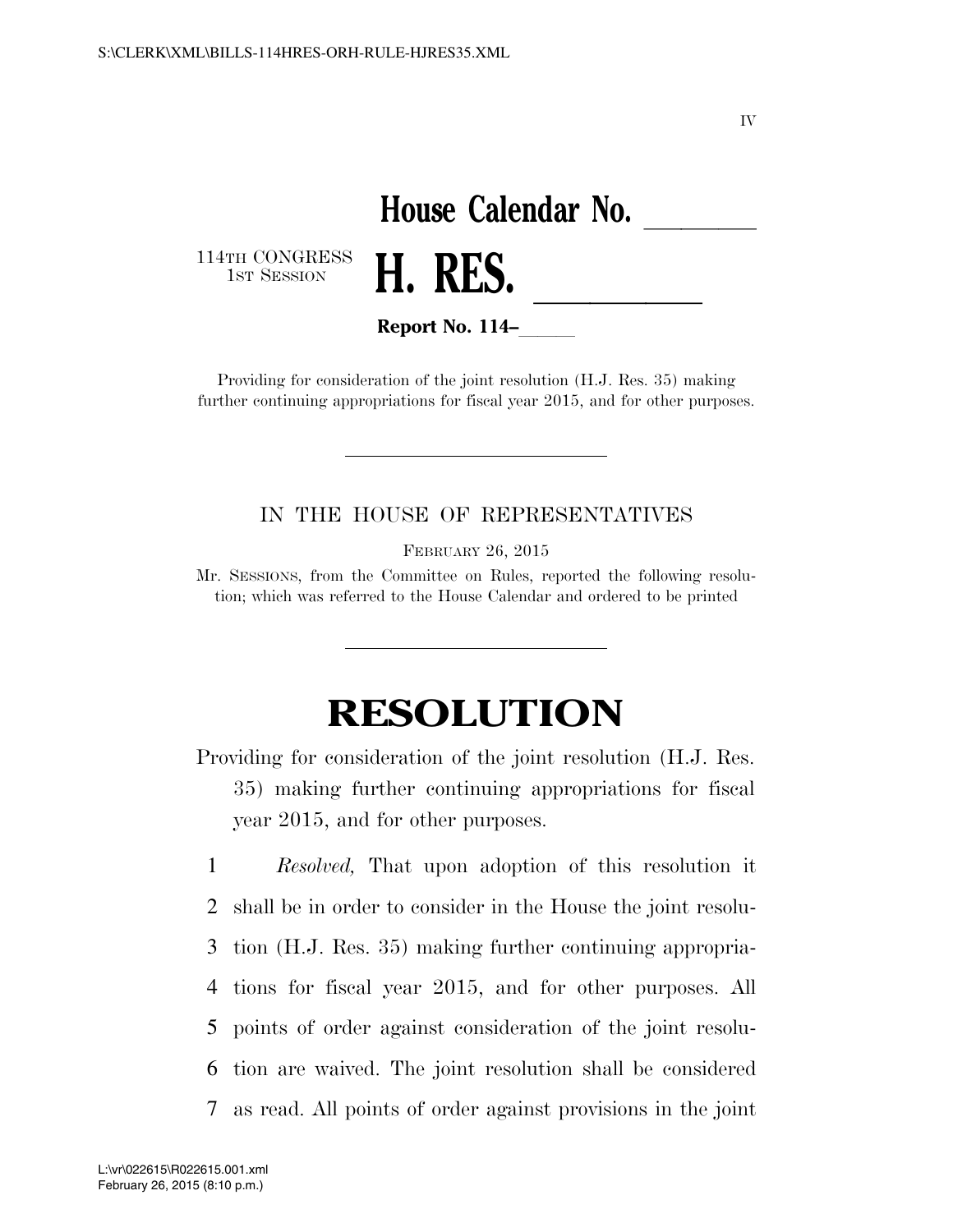IV

# House Calendar No. \_\_\_\_\_\_

114TH CONGRESS
1ST SESSION

# H. RES. \_\_\_\_\_\_

**Report No. 114–\_\_\_\_\_**

Providing for consideration of the joint resolution (H.J. Res. 35) making further continuing appropriations for fiscal year 2015, and for other purposes.

---

IN THE HOUSE OF REPRESENTATIVES

FEBRUARY 26, 2015

Mr. SESSIONS, from the Committee on Rules, reported the following resolution; which was referred to the House Calendar and ordered to be printed

---

# RESOLUTION

Providing for consideration of the joint resolution (H.J. Res. 35) making further continuing appropriations for fiscal year 2015, and for other purposes.

1 *Resolved,* That upon adoption of this resolution it
2 shall be in order to consider in the House the joint resolu-
3 tion (H.J. Res. 35) making further continuing appropria-
4 tions for fiscal year 2015, and for other purposes. All
5 points of order against consideration of the joint resolu-
6 tion are waived. The joint resolution shall be considered
7 as read. All points of order against provisions in the joint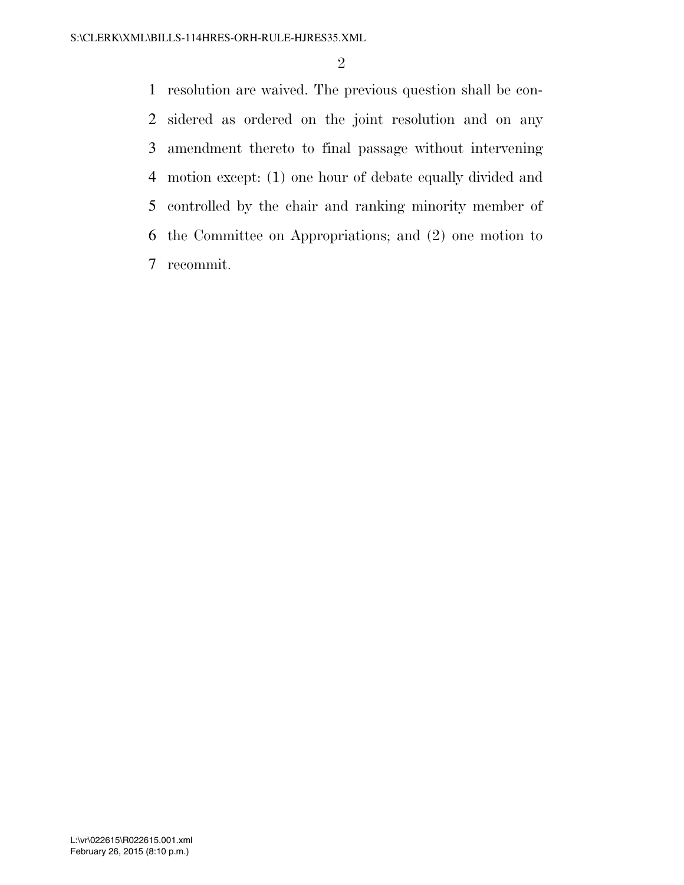resolution are waived. The previous question shall be considered as ordered on the joint resolution and on any amendment thereto to final passage without intervening motion except: (1) one hour of debate equally divided and controlled by the chair and ranking minority member of the Committee on Appropriations; and (2) one motion to recommit.